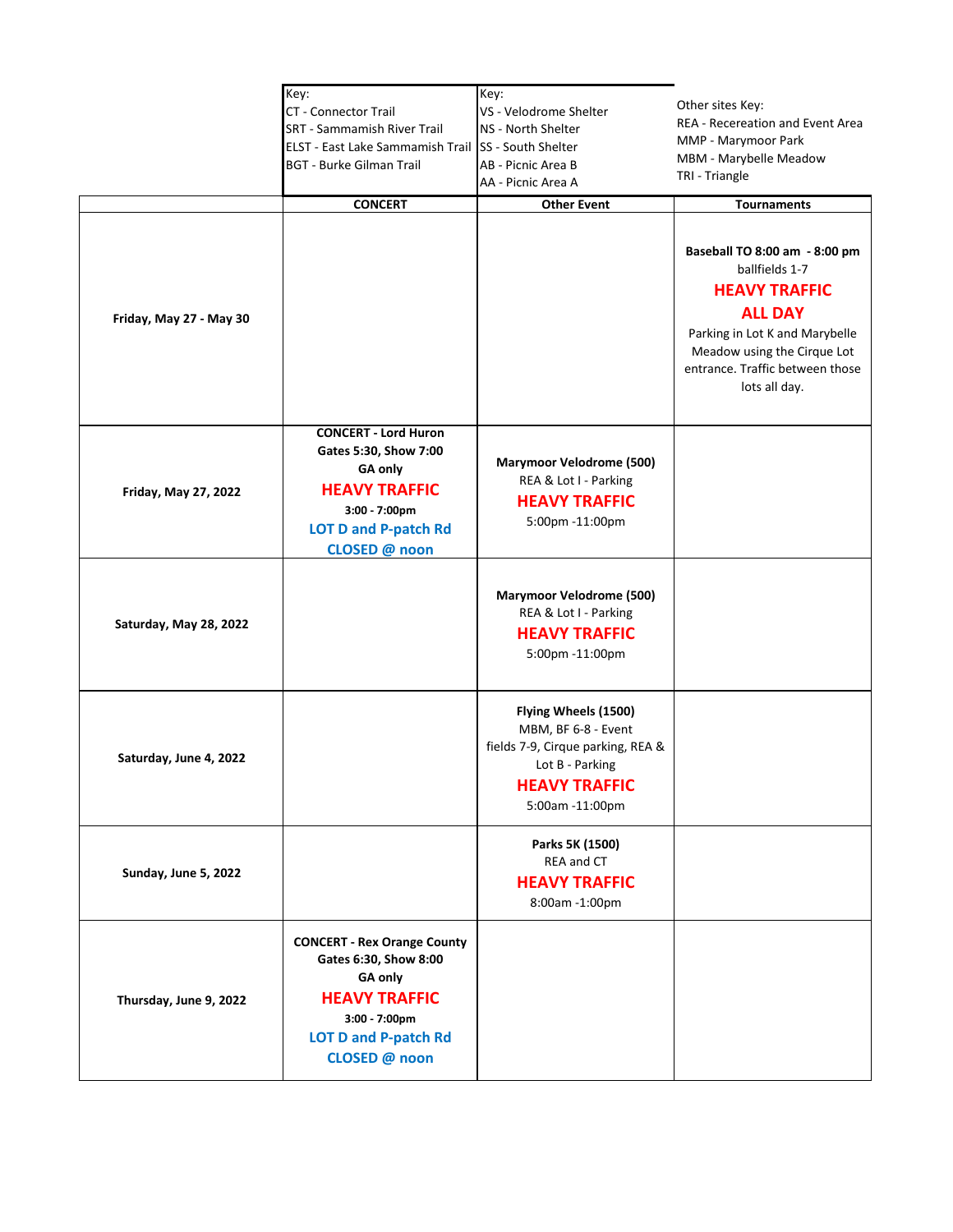| | Key:<br>CT - Connector Trail<br>SRT - Sammamish River Trail<br>ELST - East Lake Sammamish Trail<br>BGT - Burke Gilman Trail | Key:<br>VS - Velodrome Shelter<br>NS - North Shelter<br>SS - South Shelter<br>AB - Picnic Area B<br>AA - Picnic Area A | Other sites Key:<br>REA - Recereation and Event Area<br>MMP - Marymoor Park<br>MBM - Marybelle Meadow<br>TRI - Triangle |
|---|---|---|---|
| | **CONCERT** | **Other Event** | **Tournaments** |
| **Friday, May 27 - May 30** | | | **Baseball TO 8:00 am - 8:00 pm**<br>ballfields 1-7<br>**HEAVY TRAFFIC**<br>**ALL DAY**<br>Parking in Lot K and Marybelle Meadow using the Cirque Lot entrance. Traffic between those lots all day. |
| **Friday, May 27, 2022** | **CONCERT - Lord Huron**<br>**Gates 5:30, Show 7:00**<br>**GA only**<br>**HEAVY TRAFFIC**<br>**3:00 - 7:00pm**<br>**LOT D and P-patch Rd**<br>**CLOSED @ noon** | **Marymoor Velodrome (500)**<br>REA & Lot I - Parking<br>**HEAVY TRAFFIC**<br>5:00pm -11:00pm | |
| **Saturday, May 28, 2022** | | **Marymoor Velodrome (500)**<br>REA & Lot I - Parking<br>**HEAVY TRAFFIC**<br>5:00pm -11:00pm | |
| **Saturday, June 4, 2022** | | **Flying Wheels (1500)**<br>MBM, BF 6-8 - Event fields 7-9, Cirque parking, REA & Lot B - Parking<br>**HEAVY TRAFFIC**<br>5:00am -11:00pm | |
| **Sunday, June 5, 2022** | | **Parks 5K (1500)**<br>REA and CT<br>**HEAVY TRAFFIC**<br>8:00am -1:00pm | |
| **Thursday, June 9, 2022** | **CONCERT - Rex Orange County**<br>**Gates 6:30, Show 8:00**<br>**GA only**<br>**HEAVY TRAFFIC**<br>**3:00 - 7:00pm**<br>**LOT D and P-patch Rd**<br>**CLOSED @ noon** | | |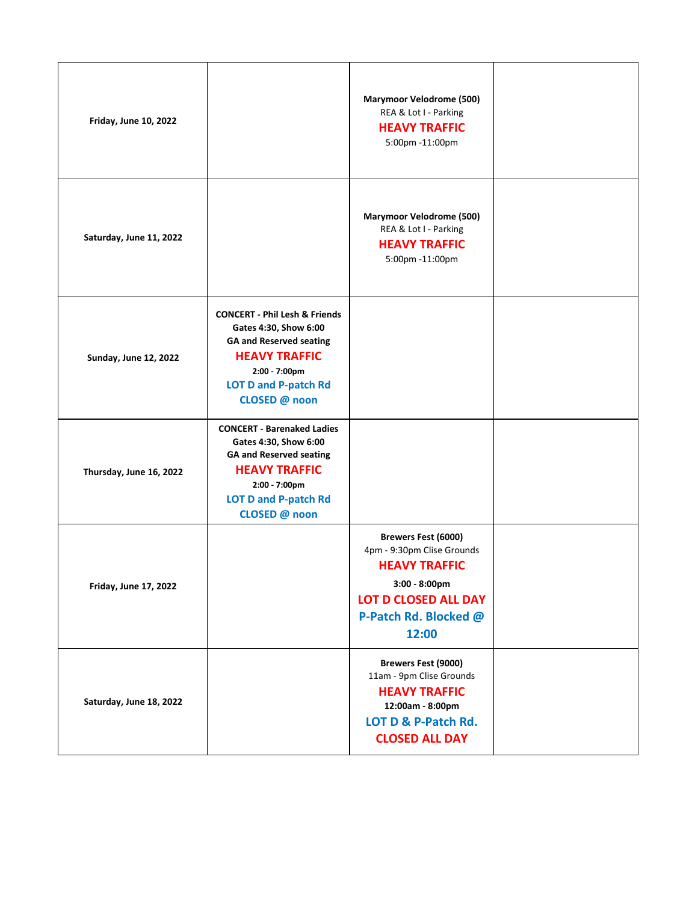| | | | |
|---|---|---|---|
| **Friday, June 10, 2022** | | **Marymoor Velodrome (500)**<br>REA & Lot I - Parking<br>**HEAVY TRAFFIC**<br>5:00pm -11:00pm | |
| **Saturday, June 11, 2022** | | **Marymoor Velodrome (500)**<br>REA & Lot I - Parking<br>**HEAVY TRAFFIC**<br>5:00pm -11:00pm | |
| **Sunday, June 12, 2022** | **CONCERT - Phil Lesh & Friends**<br>**Gates 4:30, Show 6:00**<br>**GA and Reserved seating**<br>**HEAVY TRAFFIC**<br>**2:00 - 7:00pm**<br>**LOT D and P-patch Rd**<br>**CLOSED @ noon** | | |
| **Thursday, June 16, 2022** | **CONCERT - Barenaked Ladies**<br>**Gates 4:30, Show 6:00**<br>**GA and Reserved seating**<br>**HEAVY TRAFFIC**<br>**2:00 - 7:00pm**<br>**LOT D and P-patch Rd**<br>**CLOSED @ noon** | | |
| **Friday, June 17, 2022** | | **Brewers Fest (6000)**<br>4pm - 9:30pm Clise Grounds<br>**HEAVY TRAFFIC**<br>**3:00 - 8:00pm**<br>**LOT D CLOSED ALL DAY**<br>**P-Patch Rd. Blocked @ 12:00** | |
| **Saturday, June 18, 2022** | | **Brewers Fest (9000)**<br>11am - 9pm Clise Grounds<br>**HEAVY TRAFFIC**<br>**12:00am - 8:00pm**<br>**LOT D & P-Patch Rd.**<br>**CLOSED ALL DAY** | |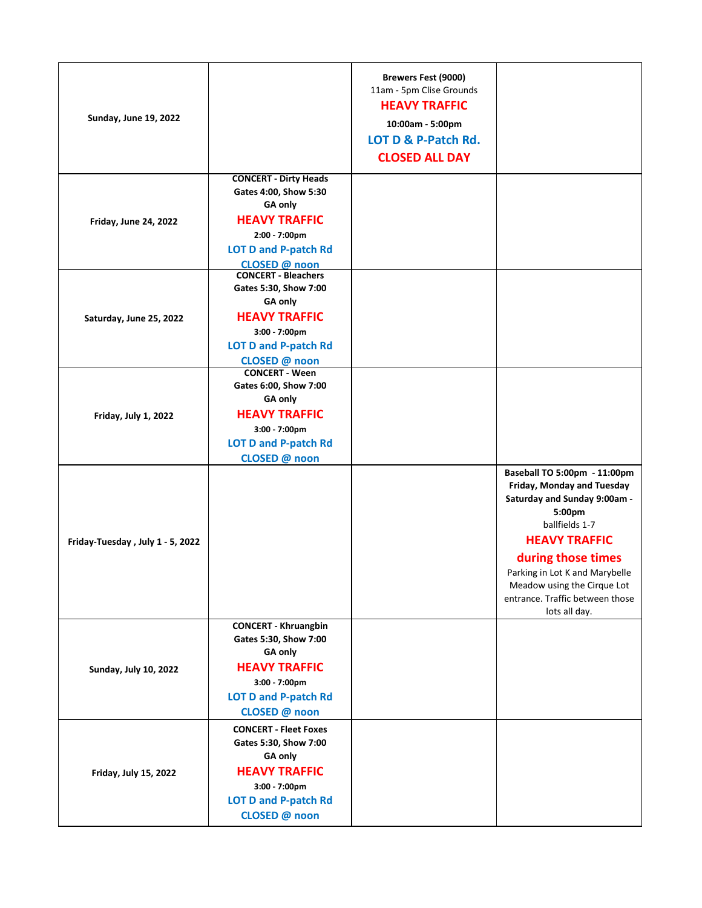| | | | |
|---|---|---|---|
| **Sunday, June 19, 2022** | | **Brewers Fest (9000)**<br>11am - 5pm Clise Grounds<br>**HEAVY TRAFFIC**<br>**10:00am - 5:00pm**<br>**LOT D & P-Patch Rd.**<br>**CLOSED ALL DAY** | |
| **Friday, June 24, 2022** | **CONCERT - Dirty Heads**<br>**Gates 4:00, Show 5:30**<br>**GA only**<br>**HEAVY TRAFFIC**<br>**2:00 - 7:00pm**<br>**LOT D and P-patch Rd**<br>**CLOSED @ noon** | | |
| **Saturday, June 25, 2022** | **CONCERT - Bleachers**<br>**Gates 5:30, Show 7:00**<br>**GA only**<br>**HEAVY TRAFFIC**<br>**3:00 - 7:00pm**<br>**LOT D and P-patch Rd**<br>**CLOSED @ noon** | | |
| **Friday, July 1, 2022** | **CONCERT - Ween**<br>**Gates 6:00, Show 7:00**<br>**GA only**<br>**HEAVY TRAFFIC**<br>**3:00 - 7:00pm**<br>**LOT D and P-patch Rd**<br>**CLOSED @ noon** | | |
| **Friday-Tuesday , July 1 - 5, 2022** | | | **Baseball TO 5:00pm - 11:00pm**<br>**Friday, Monday and Tuesday**<br>**Saturday and Sunday 9:00am - 5:00pm**<br>ballfields 1-7<br>**HEAVY TRAFFIC**<br>**during those times**<br>Parking in Lot K and Marybelle Meadow using the Cirque Lot entrance. Traffic between those lots all day. |
| **Sunday, July 10, 2022** | **CONCERT - Khruangbin**<br>**Gates 5:30, Show 7:00**<br>**GA only**<br>**HEAVY TRAFFIC**<br>**3:00 - 7:00pm**<br>**LOT D and P-patch Rd**<br>**CLOSED @ noon** | | |
| **Friday, July 15, 2022** | **CONCERT - Fleet Foxes**<br>**Gates 5:30, Show 7:00**<br>**GA only**<br>**HEAVY TRAFFIC**<br>**3:00 - 7:00pm**<br>**LOT D and P-patch Rd**<br>**CLOSED @ noon** | | |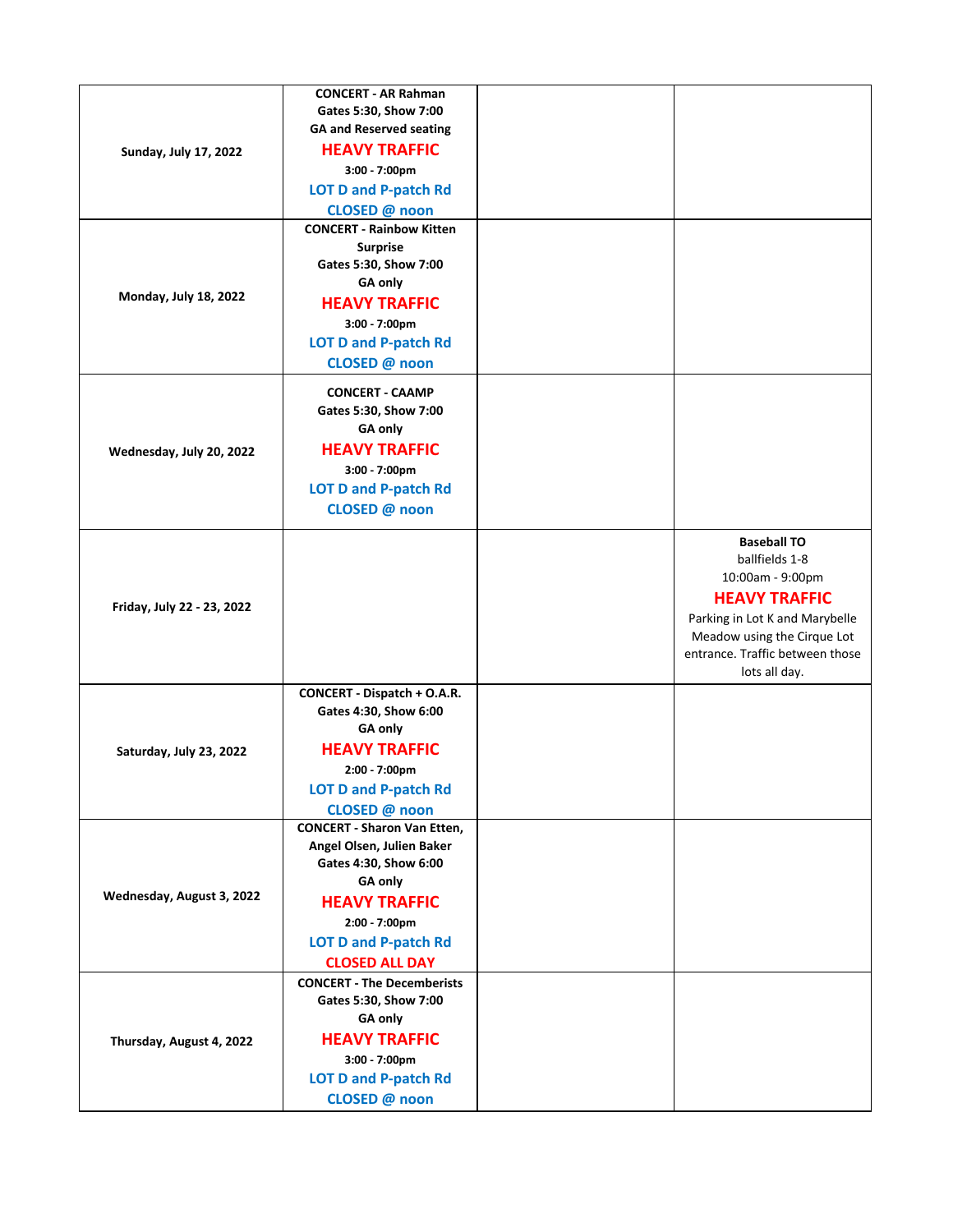| | | | |
|---|---|---|---|
| **Sunday, July 17, 2022** | **CONCERT - AR Rahman**<br>**Gates 5:30, Show 7:00**<br>**GA and Reserved seating**<br>**HEAVY TRAFFIC**<br>**3:00 - 7:00pm**<br>**LOT D and P-patch Rd**<br>**CLOSED @ noon** | | |
| **Monday, July 18, 2022** | **CONCERT - Rainbow Kitten Surprise**<br>**Gates 5:30, Show 7:00**<br>**GA only**<br>**HEAVY TRAFFIC**<br>**3:00 - 7:00pm**<br>**LOT D and P-patch Rd**<br>**CLOSED @ noon** | | |
| **Wednesday, July 20, 2022** | **CONCERT - CAAMP**<br>**Gates 5:30, Show 7:00**<br>**GA only**<br>**HEAVY TRAFFIC**<br>**3:00 - 7:00pm**<br>**LOT D and P-patch Rd**<br>**CLOSED @ noon** | | |
| **Friday, July 22 - 23, 2022** | | | **Baseball TO**<br>ballfields 1-8<br>10:00am - 9:00pm<br>**HEAVY TRAFFIC**<br>Parking in Lot K and Marybelle Meadow using the Cirque Lot entrance. Traffic between those lots all day. |
| **Saturday, July 23, 2022** | **CONCERT - Dispatch + O.A.R.**<br>**Gates 4:30, Show 6:00**<br>**GA only**<br>**HEAVY TRAFFIC**<br>**2:00 - 7:00pm**<br>**LOT D and P-patch Rd**<br>**CLOSED @ noon** | | |
| **Wednesday, August 3, 2022** | **CONCERT - Sharon Van Etten, Angel Olsen, Julien Baker**<br>**Gates 4:30, Show 6:00**<br>**GA only**<br>**HEAVY TRAFFIC**<br>**2:00 - 7:00pm**<br>**LOT D and P-patch Rd**<br>**CLOSED ALL DAY** | | |
| **Thursday, August 4, 2022** | **CONCERT - The Decemberists**<br>**Gates 5:30, Show 7:00**<br>**GA only**<br>**HEAVY TRAFFIC**<br>**3:00 - 7:00pm**<br>**LOT D and P-patch Rd**<br>**CLOSED @ noon** | | |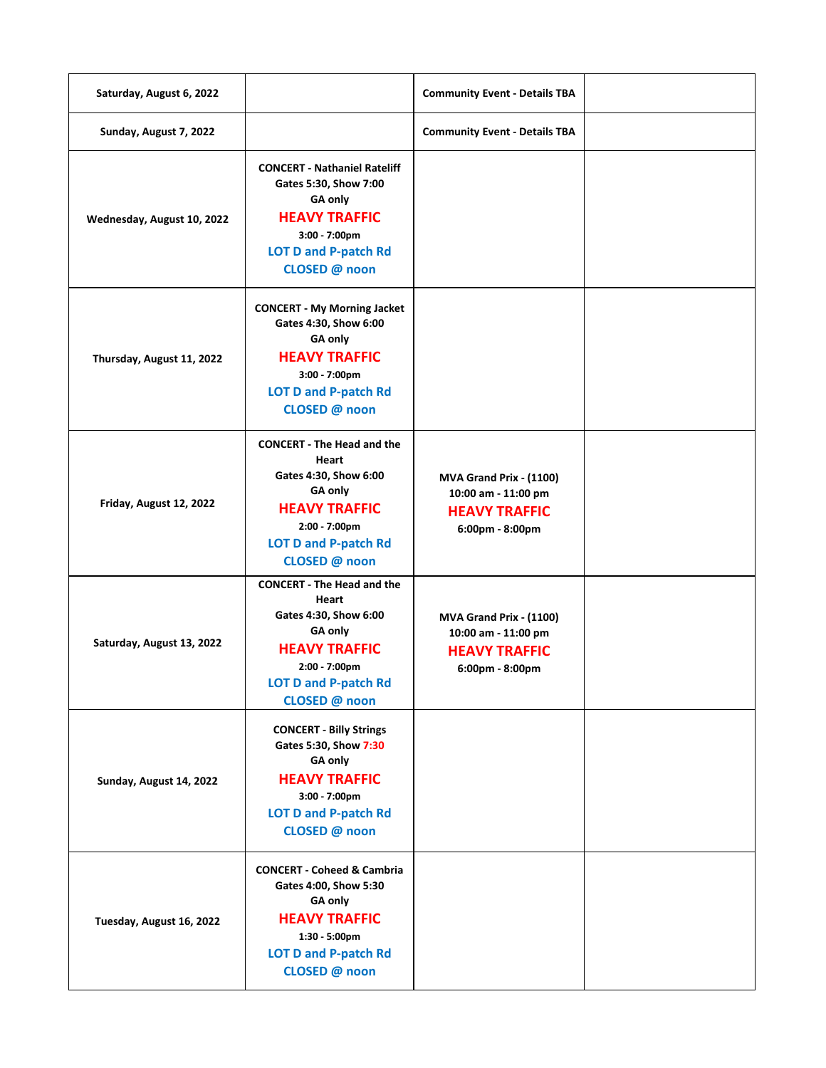| | | | |
|---|---|---|---|
| Saturday, August 6, 2022 | | Community Event - Details TBA | |
| Sunday, August 7, 2022 | | Community Event - Details TBA | |
| Wednesday, August 10, 2022 | CONCERT - Nathaniel Rateliff<br>Gates 5:30, Show 7:00<br>GA only<br>HEAVY TRAFFIC<br>3:00 - 7:00pm<br>LOT D and P-patch Rd<br>CLOSED @ noon | | |
| Thursday, August 11, 2022 | CONCERT - My Morning Jacket<br>Gates 4:30, Show 6:00<br>GA only<br>HEAVY TRAFFIC<br>3:00 - 7:00pm<br>LOT D and P-patch Rd<br>CLOSED @ noon | | |
| Friday, August 12, 2022 | CONCERT - The Head and the Heart<br>Gates 4:30, Show 6:00<br>GA only<br>HEAVY TRAFFIC<br>2:00 - 7:00pm<br>LOT D and P-patch Rd<br>CLOSED @ noon | MVA Grand Prix - (1100)<br>10:00 am - 11:00 pm<br>HEAVY TRAFFIC<br>6:00pm - 8:00pm | |
| Saturday, August 13, 2022 | CONCERT - The Head and the Heart<br>Gates 4:30, Show 6:00<br>GA only<br>HEAVY TRAFFIC<br>2:00 - 7:00pm<br>LOT D and P-patch Rd<br>CLOSED @ noon | MVA Grand Prix - (1100)<br>10:00 am - 11:00 pm<br>HEAVY TRAFFIC<br>6:00pm - 8:00pm | |
| Sunday, August 14, 2022 | CONCERT - Billy Strings<br>Gates 5:30, Show 7:30<br>GA only<br>HEAVY TRAFFIC<br>3:00 - 7:00pm<br>LOT D and P-patch Rd<br>CLOSED @ noon | | |
| Tuesday, August 16, 2022 | CONCERT - Coheed & Cambria<br>Gates 4:00, Show 5:30<br>GA only<br>HEAVY TRAFFIC<br>1:30 - 5:00pm<br>LOT D and P-patch Rd<br>CLOSED @ noon | | |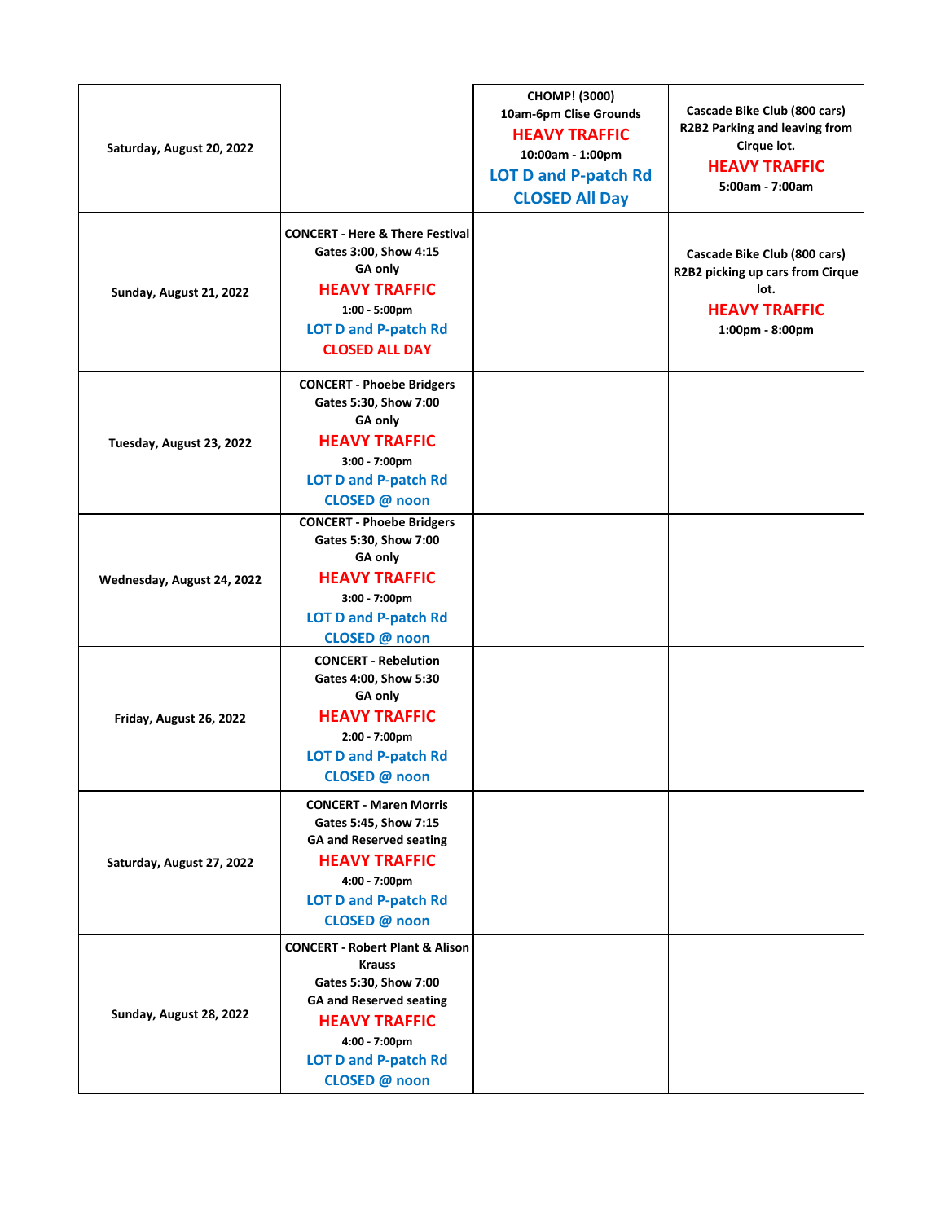| | | | |
|---|---|---|---|
| Saturday, August 20, 2022 | | CHOMP! (3000) 10am-6pm Clise Grounds HEAVY TRAFFIC 10:00am - 1:00pm LOT D and P-patch Rd CLOSED All Day | Cascade Bike Club (800 cars) R2B2 Parking and leaving from Cirque lot. HEAVY TRAFFIC 5:00am - 7:00am |
| Sunday, August 21, 2022 | CONCERT - Here & There Festival Gates 3:00, Show 4:15 GA only HEAVY TRAFFIC 1:00 - 5:00pm LOT D and P-patch Rd CLOSED ALL DAY | | Cascade Bike Club (800 cars) R2B2 picking up cars from Cirque lot. HEAVY TRAFFIC 1:00pm - 8:00pm |
| Tuesday, August 23, 2022 | CONCERT - Phoebe Bridgers Gates 5:30, Show 7:00 GA only HEAVY TRAFFIC 3:00 - 7:00pm LOT D and P-patch Rd CLOSED @ noon | | |
| Wednesday, August 24, 2022 | CONCERT - Phoebe Bridgers Gates 5:30, Show 7:00 GA only HEAVY TRAFFIC 3:00 - 7:00pm LOT D and P-patch Rd CLOSED @ noon | | |
| Friday, August 26, 2022 | CONCERT - Rebelution Gates 4:00, Show 5:30 GA only HEAVY TRAFFIC 2:00 - 7:00pm LOT D and P-patch Rd CLOSED @ noon | | |
| Saturday, August 27, 2022 | CONCERT - Maren Morris Gates 5:45, Show 7:15 GA and Reserved seating HEAVY TRAFFIC 4:00 - 7:00pm LOT D and P-patch Rd CLOSED @ noon | | |
| Sunday, August 28, 2022 | CONCERT - Robert Plant & Alison Krauss Gates 5:30, Show 7:00 GA and Reserved seating HEAVY TRAFFIC 4:00 - 7:00pm LOT D and P-patch Rd CLOSED @ noon | | |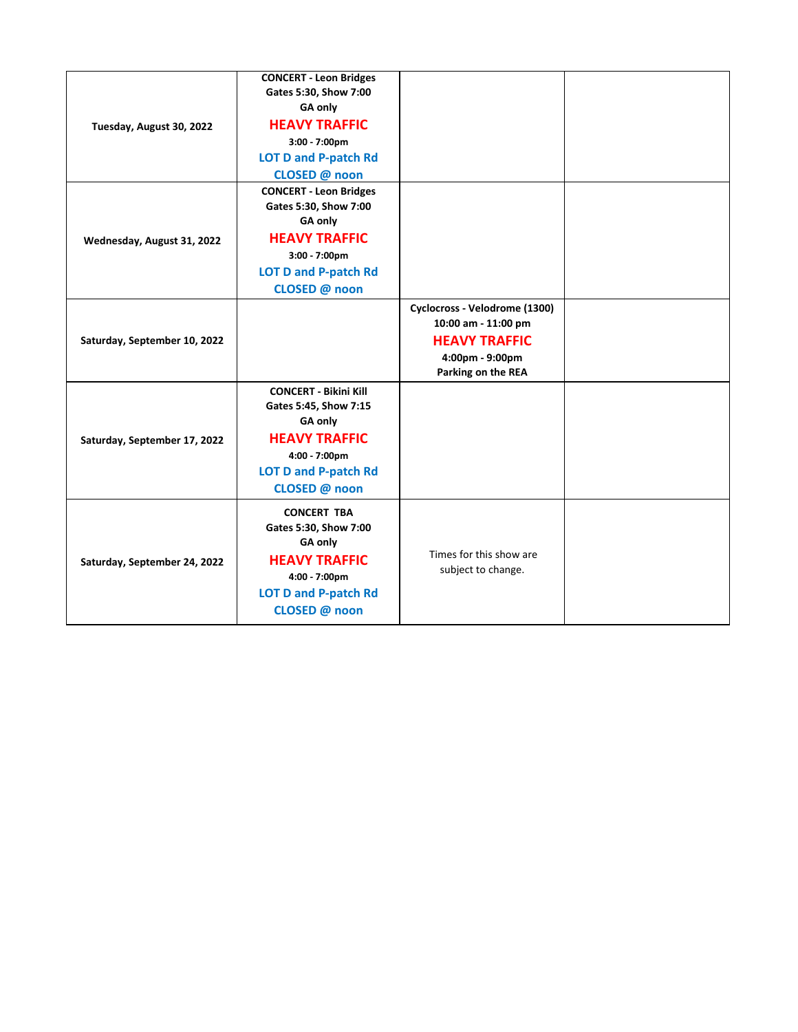| | | | |
|---|---|---|---|
| **Tuesday, August 30, 2022** | **CONCERT - Leon Bridges**<br>**Gates 5:30, Show 7:00**<br>**GA only**<br>**HEAVY TRAFFIC**<br>**3:00 - 7:00pm**<br>**LOT D and P-patch Rd**<br>**CLOSED @ noon** | | |
| **Wednesday, August 31, 2022** | **CONCERT - Leon Bridges**<br>**Gates 5:30, Show 7:00**<br>**GA only**<br>**HEAVY TRAFFIC**<br>**3:00 - 7:00pm**<br>**LOT D and P-patch Rd**<br>**CLOSED @ noon** | | |
| **Saturday, September 10, 2022** | | **Cyclocross - Velodrome (1300)**<br>**10:00 am - 11:00 pm**<br>**HEAVY TRAFFIC**<br>**4:00pm - 9:00pm**<br>**Parking on the REA** | |
| **Saturday, September 17, 2022** | **CONCERT - Bikini Kill**<br>**Gates 5:45, Show 7:15**<br>**GA only**<br>**HEAVY TRAFFIC**<br>**4:00 - 7:00pm**<br>**LOT D and P-patch Rd**<br>**CLOSED @ noon** | | |
| **Saturday, September 24, 2022** | **CONCERT TBA**<br>**Gates 5:30, Show 7:00**<br>**GA only**<br>**HEAVY TRAFFIC**<br>**4:00 - 7:00pm**<br>**LOT D and P-patch Rd**<br>**CLOSED @ noon** | Times for this show are subject to change. | |